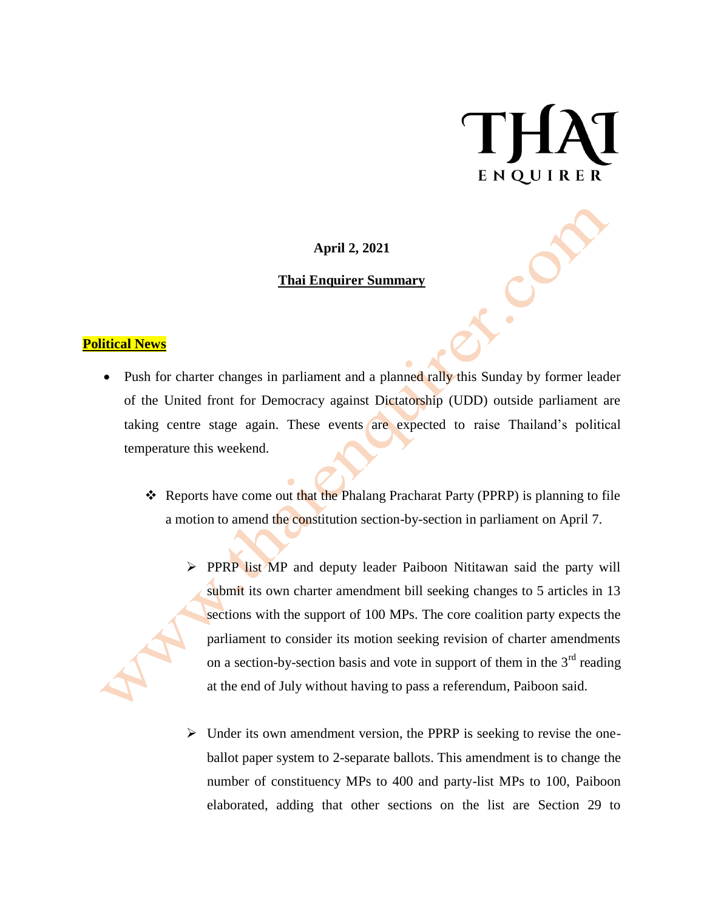THAI ENQUIRER

**April 2, 2021**

**Thai Enquirer Summary**

**Political News**

- Push for charter changes in parliament and a planned rally this Sunday by former leader of the United front for Democracy against Dictatorship (UDD) outside parliament are taking centre stage again. These events are expected to raise Thailand's political temperature this weekend.

    - Reports have come out that the Phalang Pracharat Party (PPRP) is planning to file a motion to amend the constitution section-by-section in parliament on April 7.

        - PPRP list MP and deputy leader Paiboon Nititawan said the party will submit its own charter amendment bill seeking changes to 5 articles in 13 sections with the support of 100 MPs. The core coalition party expects the parliament to consider its motion seeking revision of charter amendments on a section-by-section basis and vote in support of them in the 3rd reading at the end of July without having to pass a referendum, Paiboon said.

        - Under its own amendment version, the PPRP is seeking to revise the one-ballot paper system to 2-separate ballots. This amendment is to change the number of constituency MPs to 400 and party-list MPs to 100, Paiboon elaborated, adding that other sections on the list are Section 29 to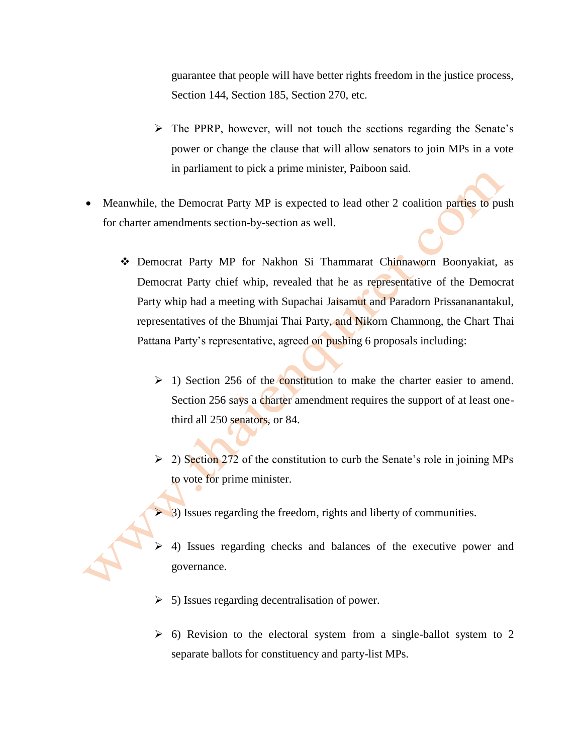guarantee that people will have better rights freedom in the justice process, Section 144, Section 185, Section 270, etc.

  - The PPRP, however, will not touch the sections regarding the Senate's power or change the clause that will allow senators to join MPs in a vote in parliament to pick a prime minister, Paiboon said.

- Meanwhile, the Democrat Party MP is expected to lead other 2 coalition parties to push for charter amendments section-by-section as well.

  - Democrat Party MP for Nakhon Si Thammarat Chinnaworn Boonyakiat, as Democrat Party chief whip, revealed that he as representative of the Democrat Party whip had a meeting with Supachai Jaisamut and Paradorn Prissananantakul, representatives of the Bhumjai Thai Party, and Nikorn Chamnong, the Chart Thai Pattana Party's representative, agreed on pushing 6 proposals including:

    - 1) Section 256 of the constitution to make the charter easier to amend. Section 256 says a charter amendment requires the support of at least one-third all 250 senators, or 84.

    - 2) Section 272 of the constitution to curb the Senate's role in joining MPs to vote for prime minister.

    - 3) Issues regarding the freedom, rights and liberty of communities.

    - 4) Issues regarding checks and balances of the executive power and governance.

    - 5) Issues regarding decentralisation of power.

    - 6) Revision to the electoral system from a single-ballot system to 2 separate ballots for constituency and party-list MPs.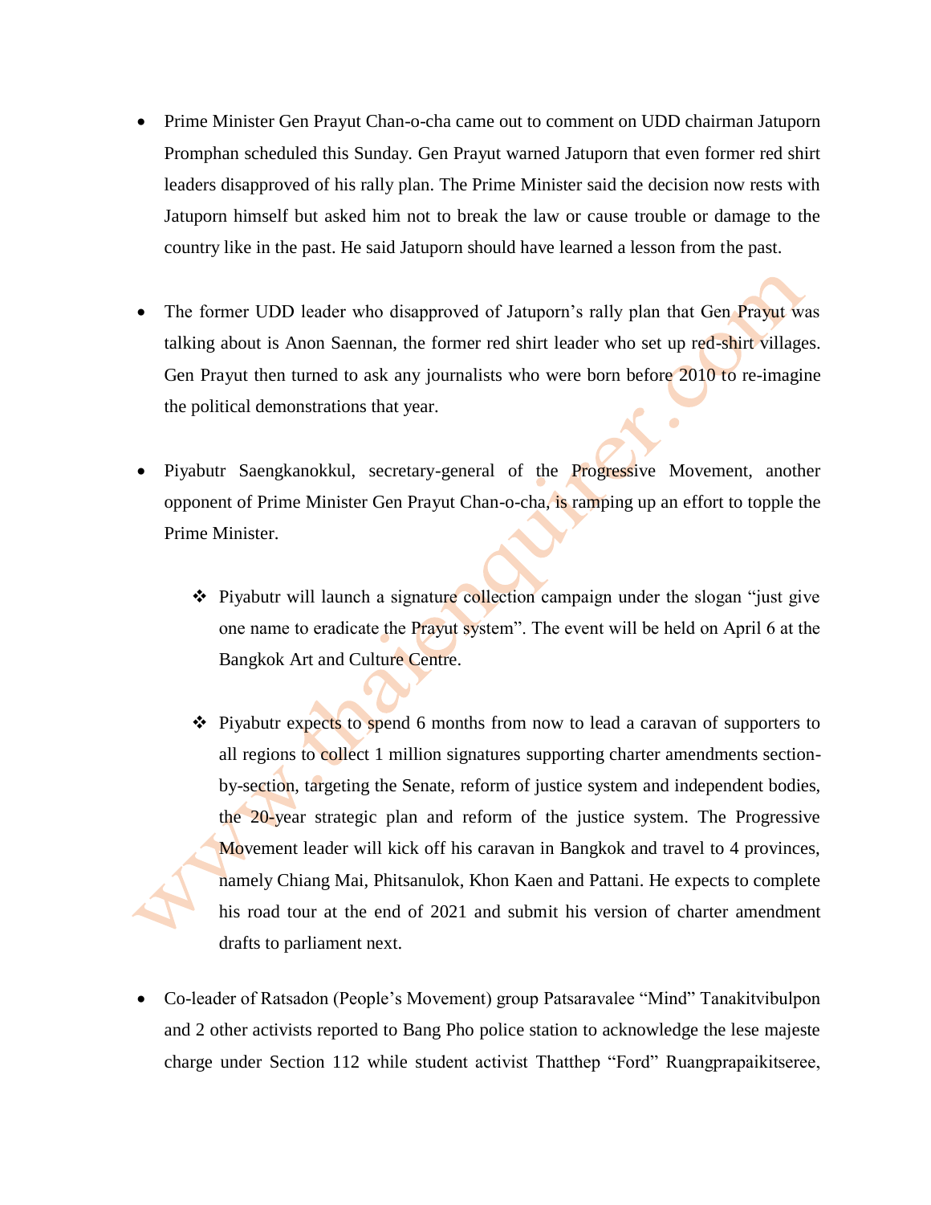- Prime Minister Gen Prayut Chan-o-cha came out to comment on UDD chairman Jatuporn Promphan scheduled this Sunday. Gen Prayut warned Jatuporn that even former red shirt leaders disapproved of his rally plan. The Prime Minister said the decision now rests with Jatuporn himself but asked him not to break the law or cause trouble or damage to the country like in the past. He said Jatuporn should have learned a lesson from the past.

- The former UDD leader who disapproved of Jatuporn's rally plan that Gen Prayut was talking about is Anon Saennan, the former red shirt leader who set up red-shirt villages. Gen Prayut then turned to ask any journalists who were born before 2010 to re-imagine the political demonstrations that year.

- Piyabutr Saengkanokkul, secretary-general of the Progressive Movement, another opponent of Prime Minister Gen Prayut Chan-o-cha, is ramping up an effort to topple the Prime Minister.

    - Piyabutr will launch a signature collection campaign under the slogan "just give one name to eradicate the Prayut system". The event will be held on April 6 at the Bangkok Art and Culture Centre.

    - Piyabutr expects to spend 6 months from now to lead a caravan of supporters to all regions to collect 1 million signatures supporting charter amendments section-by-section, targeting the Senate, reform of justice system and independent bodies, the 20-year strategic plan and reform of the justice system. The Progressive Movement leader will kick off his caravan in Bangkok and travel to 4 provinces, namely Chiang Mai, Phitsanulok, Khon Kaen and Pattani. He expects to complete his road tour at the end of 2021 and submit his version of charter amendment drafts to parliament next.

- Co-leader of Ratsadon (People's Movement) group Patsaravalee "Mind" Tanakitvibulpon and 2 other activists reported to Bang Pho police station to acknowledge the lese majeste charge under Section 112 while student activist Thatthep "Ford" Ruangprapaikitseree,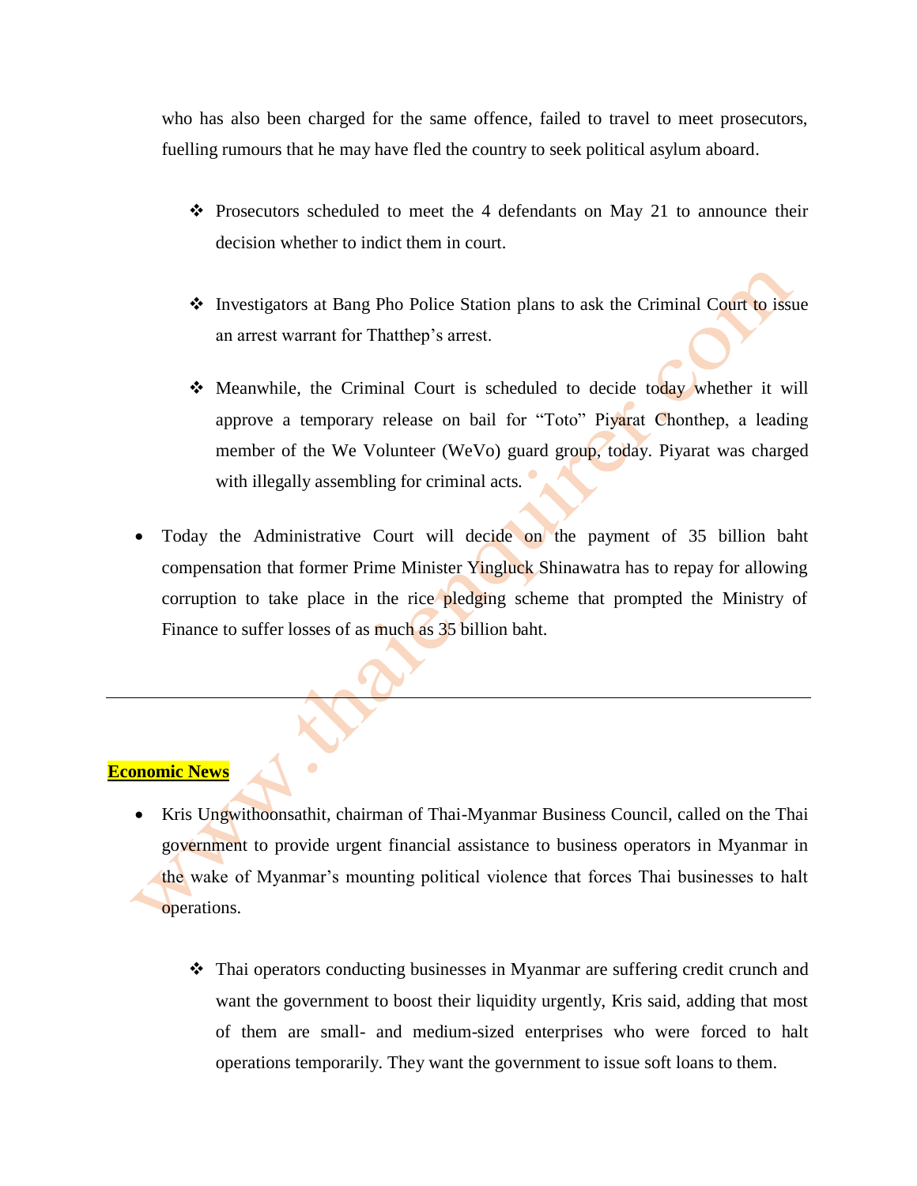who has also been charged for the same offence, failed to travel to meet prosecutors, fuelling rumours that he may have fled the country to seek political asylum aboard.

  - ❖ Prosecutors scheduled to meet the 4 defendants on May 21 to announce their decision whether to indict them in court.

  - ❖ Investigators at Bang Pho Police Station plans to ask the Criminal Court to issue an arrest warrant for Thatthep's arrest.

  - ❖ Meanwhile, the Criminal Court is scheduled to decide today whether it will approve a temporary release on bail for "Toto" Piyarat Chonthep, a leading member of the We Volunteer (WeVo) guard group, today. Piyarat was charged with illegally assembling for criminal acts.

- Today the Administrative Court will decide on the payment of 35 billion baht compensation that former Prime Minister Yingluck Shinawatra has to repay for allowing corruption to take place in the rice pledging scheme that prompted the Ministry of Finance to suffer losses of as much as 35 billion baht.

---

**Economic News**

- Kris Ungwithoonsathit, chairman of Thai-Myanmar Business Council, called on the Thai government to provide urgent financial assistance to business operators in Myanmar in the wake of Myanmar's mounting political violence that forces Thai businesses to halt operations.

  - ❖ Thai operators conducting businesses in Myanmar are suffering credit crunch and want the government to boost their liquidity urgently, Kris said, adding that most of them are small- and medium-sized enterprises who were forced to halt operations temporarily. They want the government to issue soft loans to them.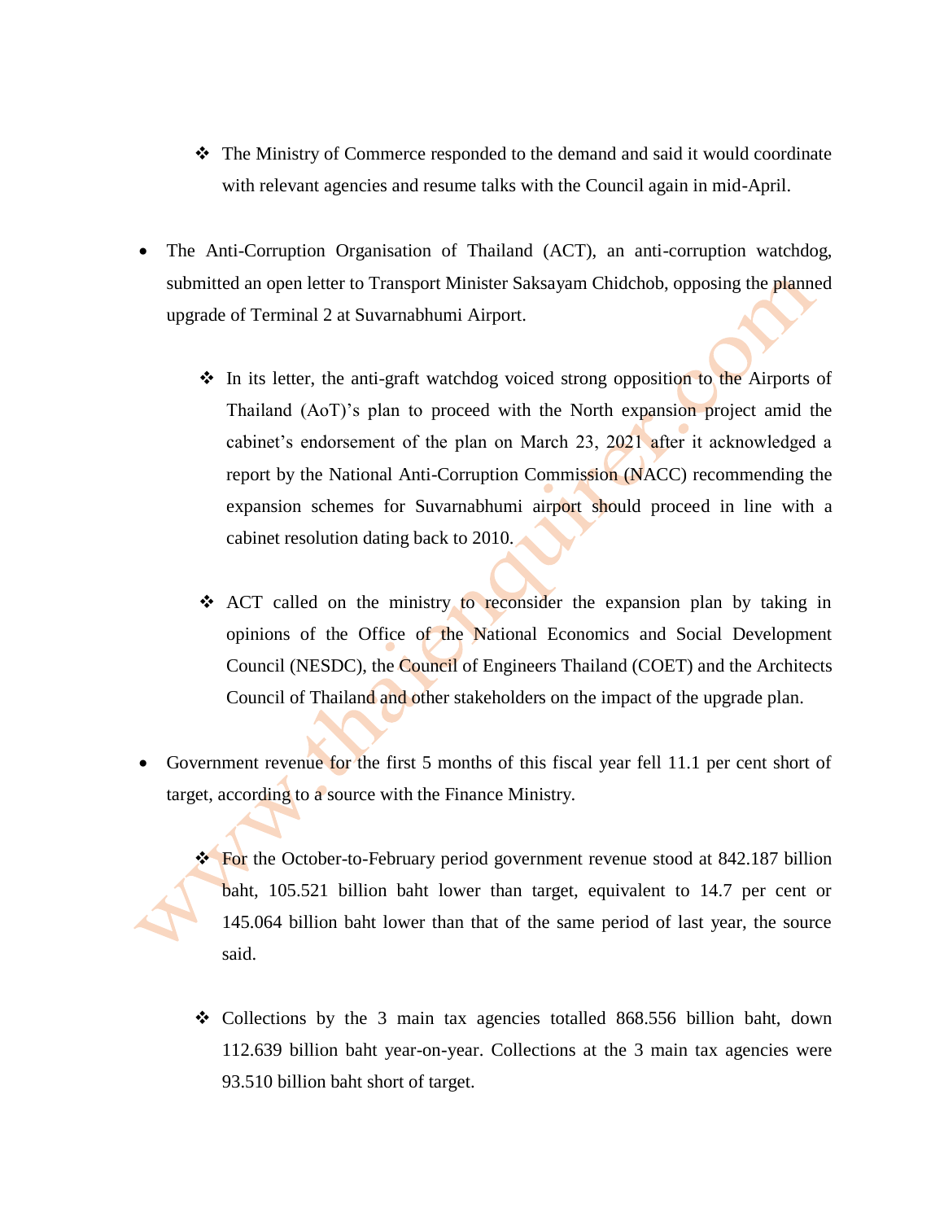- The Ministry of Commerce responded to the demand and said it would coordinate with relevant agencies and resume talks with the Council again in mid-April.

- The Anti-Corruption Organisation of Thailand (ACT), an anti-corruption watchdog, submitted an open letter to Transport Minister Saksayam Chidchob, opposing the planned upgrade of Terminal 2 at Suvarnabhumi Airport.

    - In its letter, the anti-graft watchdog voiced strong opposition to the Airports of Thailand (AoT)'s plan to proceed with the North expansion project amid the cabinet's endorsement of the plan on March 23, 2021 after it acknowledged a report by the National Anti-Corruption Commission (NACC) recommending the expansion schemes for Suvarnabhumi airport should proceed in line with a cabinet resolution dating back to 2010.

    - ACT called on the ministry to reconsider the expansion plan by taking in opinions of the Office of the National Economics and Social Development Council (NESDC), the Council of Engineers Thailand (COET) and the Architects Council of Thailand and other stakeholders on the impact of the upgrade plan.

- Government revenue for the first 5 months of this fiscal year fell 11.1 per cent short of target, according to a source with the Finance Ministry.

    - For the October-to-February period government revenue stood at 842.187 billion baht, 105.521 billion baht lower than target, equivalent to 14.7 per cent or 145.064 billion baht lower than that of the same period of last year, the source said.

    - Collections by the 3 main tax agencies totalled 868.556 billion baht, down 112.639 billion baht year-on-year. Collections at the 3 main tax agencies were 93.510 billion baht short of target.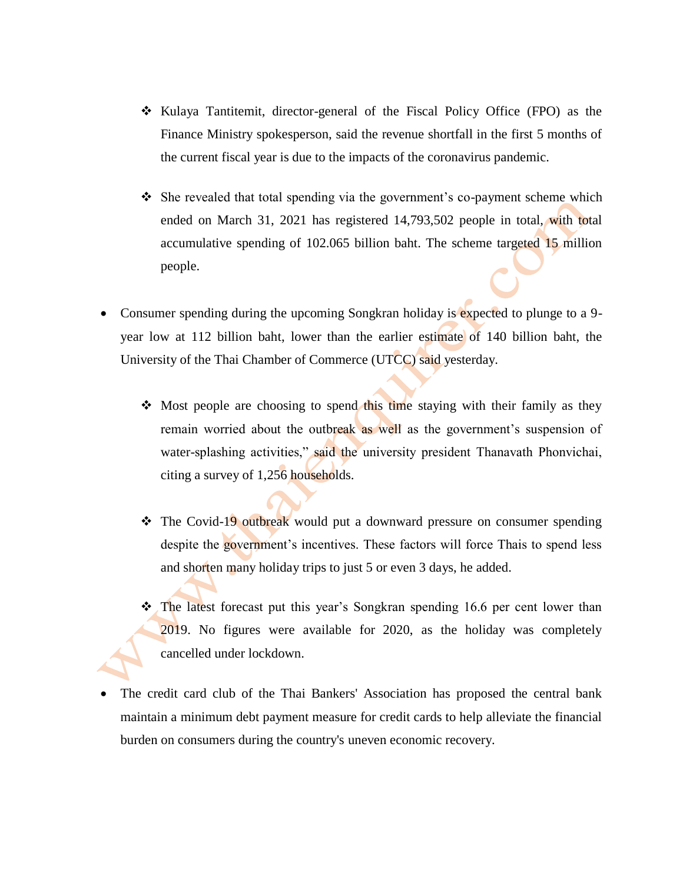- Kulaya Tantitemit, director-general of the Fiscal Policy Office (FPO) as the Finance Ministry spokesperson, said the revenue shortfall in the first 5 months of the current fiscal year is due to the impacts of the coronavirus pandemic.

  - She revealed that total spending via the government's co-payment scheme which ended on March 31, 2021 has registered 14,793,502 people in total, with total accumulative spending of 102.065 billion baht. The scheme targeted 15 million people.

- Consumer spending during the upcoming Songkran holiday is expected to plunge to a 9-year low at 112 billion baht, lower than the earlier estimate of 140 billion baht, the University of the Thai Chamber of Commerce (UTCC) said yesterday.

  - Most people are choosing to spend this time staying with their family as they remain worried about the outbreak as well as the government's suspension of water-splashing activities," said the university president Thanavath Phonvichai, citing a survey of 1,256 households.

  - The Covid-19 outbreak would put a downward pressure on consumer spending despite the government's incentives. These factors will force Thais to spend less and shorten many holiday trips to just 5 or even 3 days, he added.

  - The latest forecast put this year's Songkran spending 16.6 per cent lower than 2019. No figures were available for 2020, as the holiday was completely cancelled under lockdown.

- The credit card club of the Thai Bankers' Association has proposed the central bank maintain a minimum debt payment measure for credit cards to help alleviate the financial burden on consumers during the country's uneven economic recovery.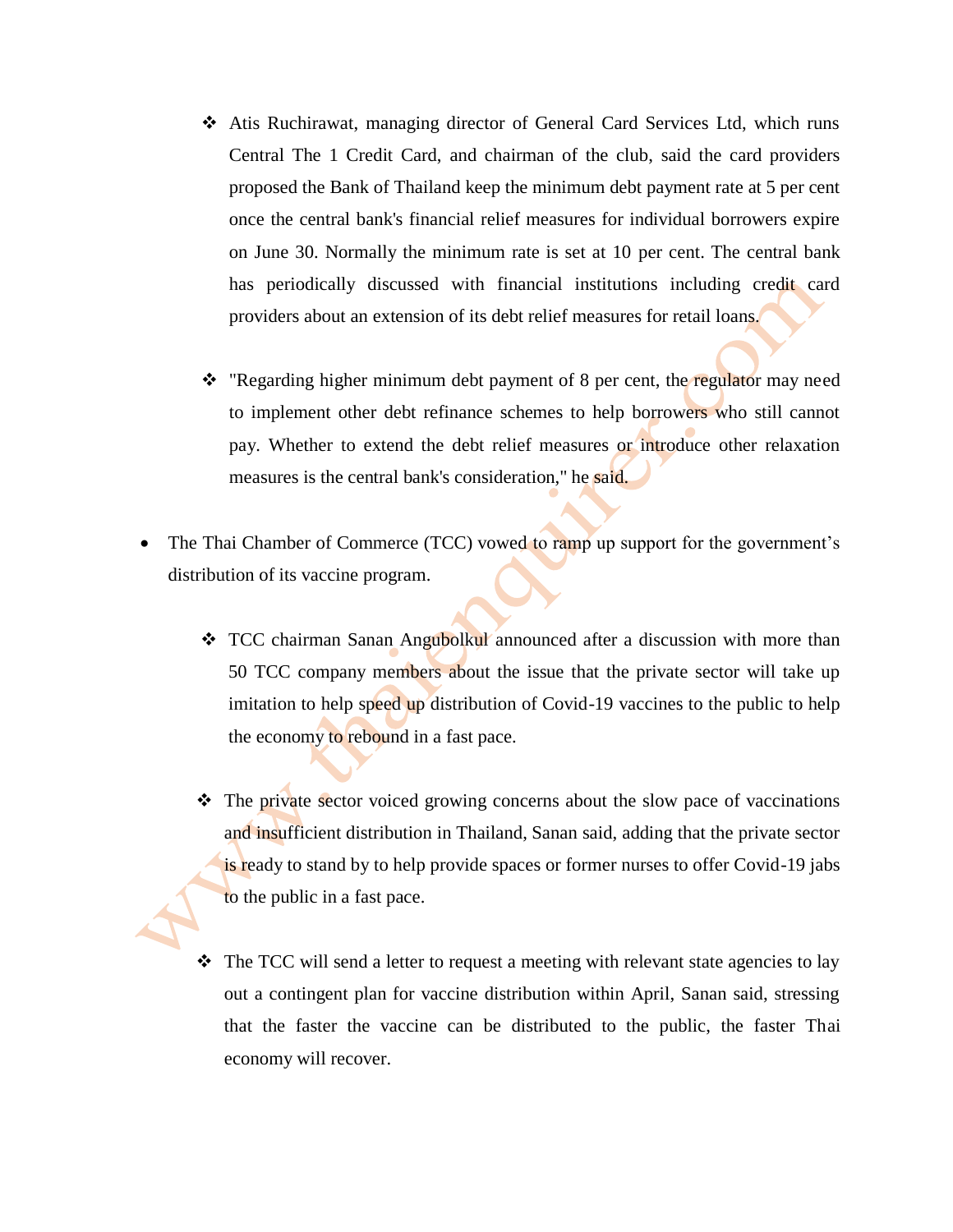- Atis Ruchirawat, managing director of General Card Services Ltd, which runs Central The 1 Credit Card, and chairman of the club, said the card providers proposed the Bank of Thailand keep the minimum debt payment rate at 5 per cent once the central bank's financial relief measures for individual borrowers expire on June 30. Normally the minimum rate is set at 10 per cent. The central bank has periodically discussed with financial institutions including credit card providers about an extension of its debt relief measures for retail loans.

    - "Regarding higher minimum debt payment of 8 per cent, the regulator may need to implement other debt refinance schemes to help borrowers who still cannot pay. Whether to extend the debt relief measures or introduce other relaxation measures is the central bank's consideration," he said.

- The Thai Chamber of Commerce (TCC) vowed to ramp up support for the government's distribution of its vaccine program.

    - TCC chairman Sanan Angubolkul announced after a discussion with more than 50 TCC company members about the issue that the private sector will take up imitation to help speed up distribution of Covid-19 vaccines to the public to help the economy to rebound in a fast pace.

    - The private sector voiced growing concerns about the slow pace of vaccinations and insufficient distribution in Thailand, Sanan said, adding that the private sector is ready to stand by to help provide spaces or former nurses to offer Covid-19 jabs to the public in a fast pace.

    - The TCC will send a letter to request a meeting with relevant state agencies to lay out a contingent plan for vaccine distribution within April, Sanan said, stressing that the faster the vaccine can be distributed to the public, the faster Thai economy will recover.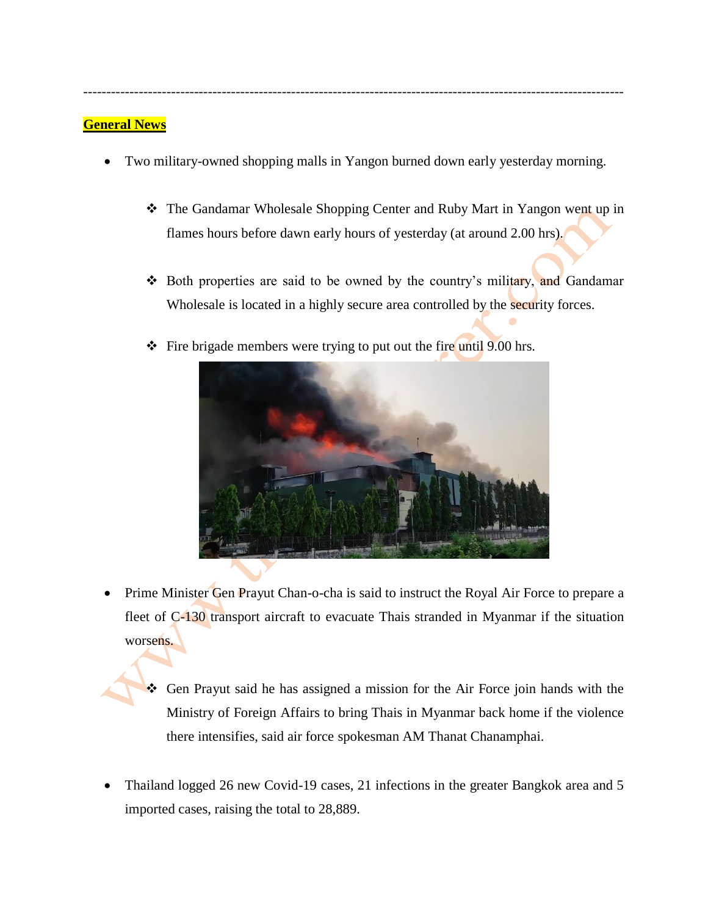---

**General News**

- Two military-owned shopping malls in Yangon burned down early yesterday morning.
    - The Gandamar Wholesale Shopping Center and Ruby Mart in Yangon went up in flames hours before dawn early hours of yesterday (at around 2.00 hrs).
    - Both properties are said to be owned by the country's military, and Gandamar Wholesale is located in a highly secure area controlled by the security forces.
    - Fire brigade members were trying to put out the fire until 9.00 hrs.

- Prime Minister Gen Prayut Chan-o-cha is said to instruct the Royal Air Force to prepare a fleet of C-130 transport aircraft to evacuate Thais stranded in Myanmar if the situation worsens.
    - Gen Prayut said he has assigned a mission for the Air Force join hands with the Ministry of Foreign Affairs to bring Thais in Myanmar back home if the violence there intensifies, said air force spokesman AM Thanat Chanamphai.

- Thailand logged 26 new Covid-19 cases, 21 infections in the greater Bangkok area and 5 imported cases, raising the total to 28,889.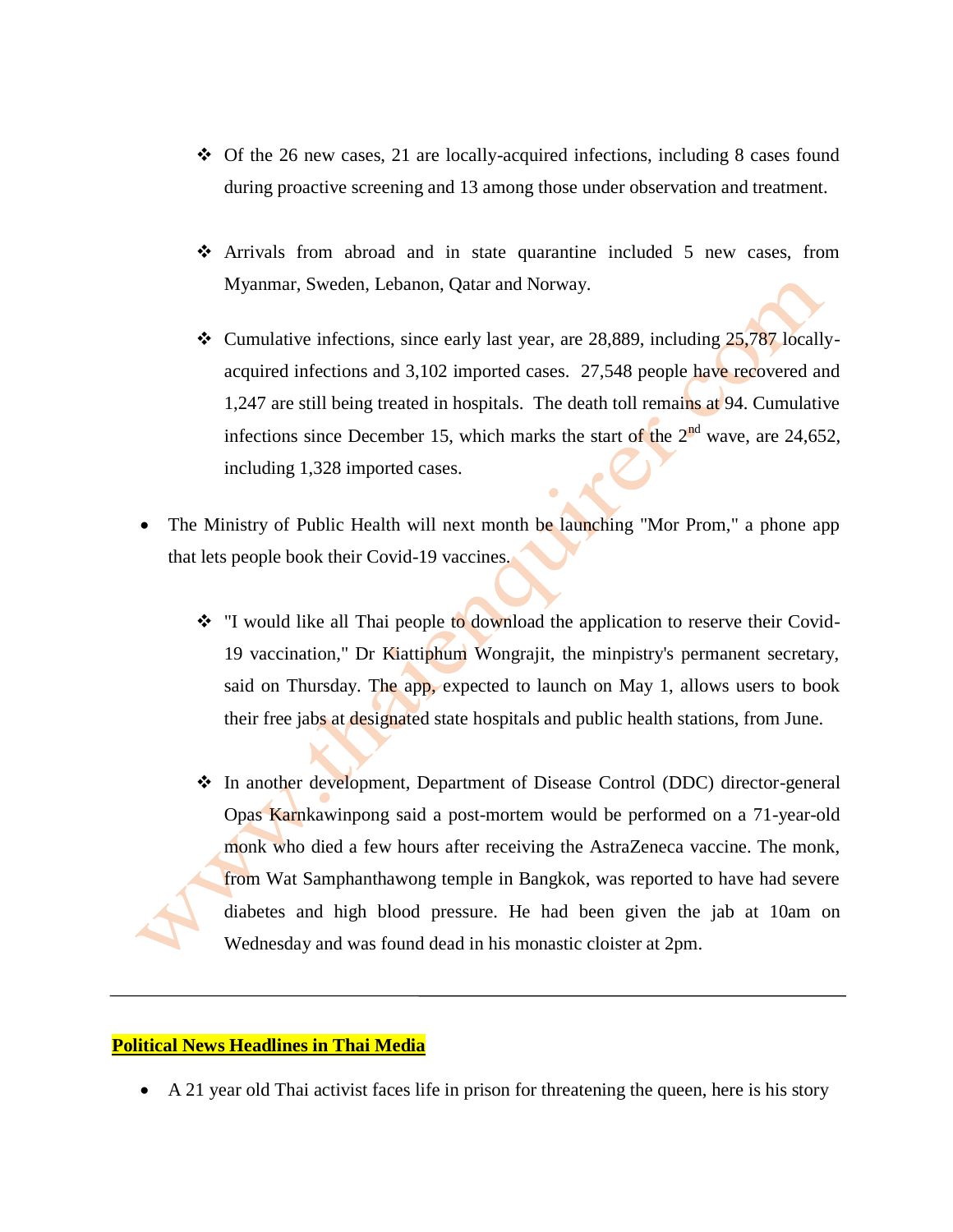- Of the 26 new cases, 21 are locally-acquired infections, including 8 cases found during proactive screening and 13 among those under observation and treatment.

  - Arrivals from abroad and in state quarantine included 5 new cases, from Myanmar, Sweden, Lebanon, Qatar and Norway.

  - Cumulative infections, since early last year, are 28,889, including 25,787 locally-acquired infections and 3,102 imported cases. 27,548 people have recovered and 1,247 are still being treated in hospitals. The death toll remains at 94. Cumulative infections since December 15, which marks the start of the 2nd wave, are 24,652, including 1,328 imported cases.

- The Ministry of Public Health will next month be launching "Mor Prom," a phone app that lets people book their Covid-19 vaccines.

  - "I would like all Thai people to download the application to reserve their Covid-19 vaccination," Dr Kiattiphum Wongrajit, the minpistry's permanent secretary, said on Thursday. The app, expected to launch on May 1, allows users to book their free jabs at designated state hospitals and public health stations, from June.

  - In another development, Department of Disease Control (DDC) director-general Opas Karnkawinpong said a post-mortem would be performed on a 71-year-old monk who died a few hours after receiving the AstraZeneca vaccine. The monk, from Wat Samphanthawong temple in Bangkok, was reported to have had severe diabetes and high blood pressure. He had been given the jab at 10am on Wednesday and was found dead in his monastic cloister at 2pm.

---

**Political News Headlines in Thai Media**

- A 21 year old Thai activist faces life in prison for threatening the queen, here is his story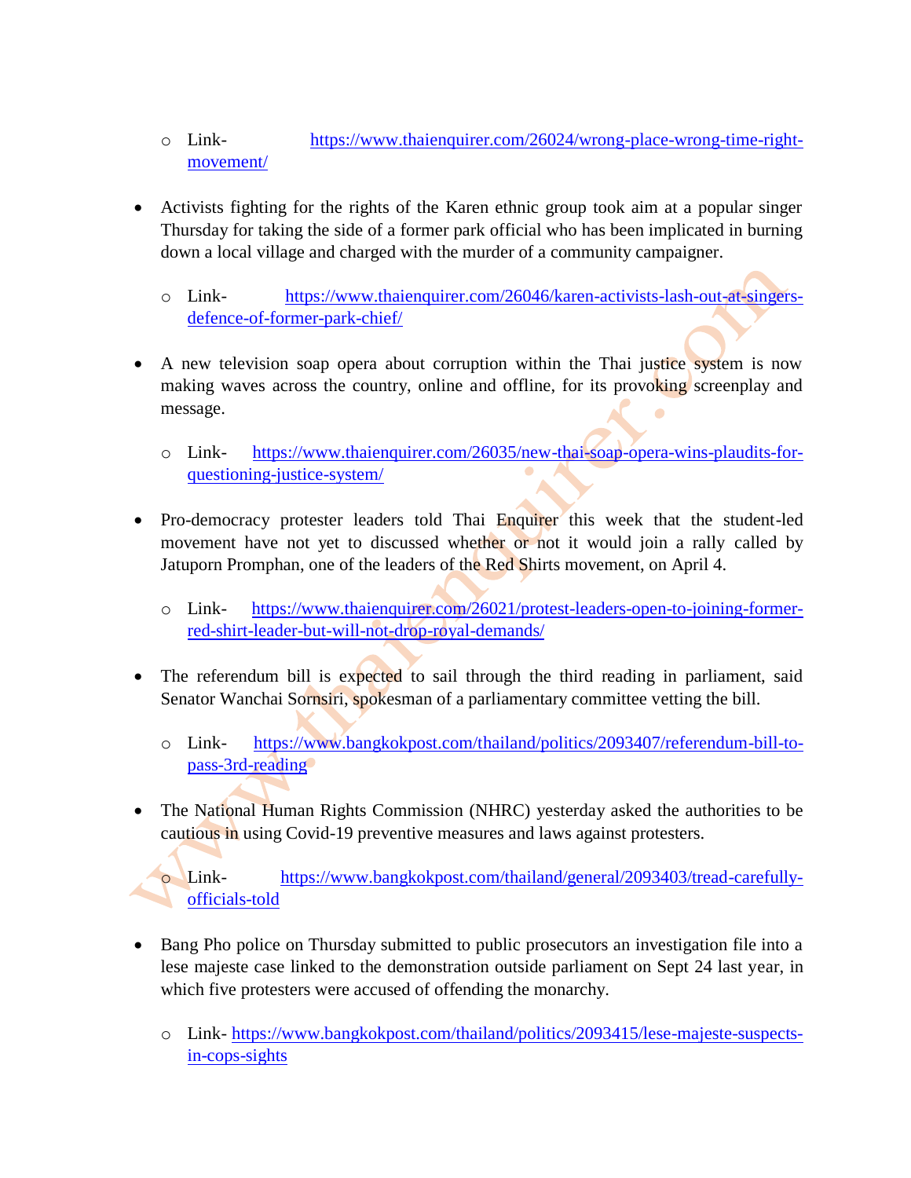- Link- https://www.thaienquirer.com/26024/wrong-place-wrong-time-right-movement/

- Activists fighting for the rights of the Karen ethnic group took aim at a popular singer Thursday for taking the side of a former park official who has been implicated in burning down a local village and charged with the murder of a community campaigner.
  - Link- https://www.thaienquirer.com/26046/karen-activists-lash-out-at-singers-defence-of-former-park-chief/

- A new television soap opera about corruption within the Thai justice system is now making waves across the country, online and offline, for its provoking screenplay and message.
  - Link- https://www.thaienquirer.com/26035/new-thai-soap-opera-wins-plaudits-for-questioning-justice-system/

- Pro-democracy protester leaders told Thai Enquirer this week that the student-led movement have not yet to discussed whether or not it would join a rally called by Jatuporn Promphan, one of the leaders of the Red Shirts movement, on April 4.
  - Link- https://www.thaienquirer.com/26021/protest-leaders-open-to-joining-former-red-shirt-leader-but-will-not-drop-royal-demands/

- The referendum bill is expected to sail through the third reading in parliament, said Senator Wanchai Sornsiri, spokesman of a parliamentary committee vetting the bill.
  - Link- https://www.bangkokpost.com/thailand/politics/2093407/referendum-bill-to-pass-3rd-reading

- The National Human Rights Commission (NHRC) yesterday asked the authorities to be cautious in using Covid-19 preventive measures and laws against protesters.
  - Link- https://www.bangkokpost.com/thailand/general/2093403/tread-carefully-officials-told

- Bang Pho police on Thursday submitted to public prosecutors an investigation file into a lese majeste case linked to the demonstration outside parliament on Sept 24 last year, in which five protesters were accused of offending the monarchy.
  - Link- https://www.bangkokpost.com/thailand/politics/2093415/lese-majeste-suspects-in-cops-sights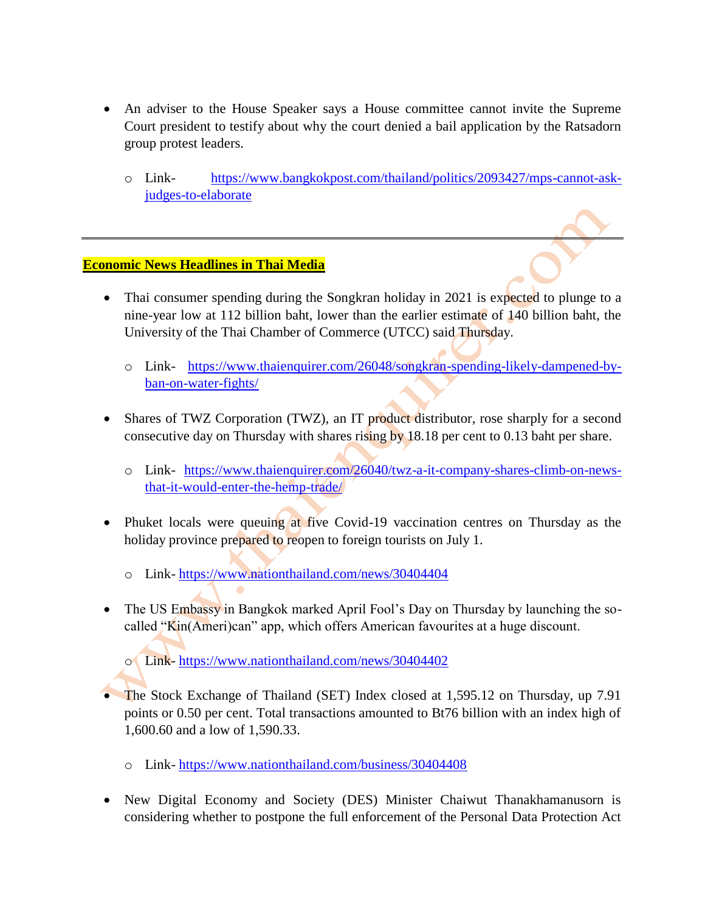- An adviser to the House Speaker says a House committee cannot invite the Supreme Court president to testify about why the court denied a bail application by the Ratsadorn group protest leaders.
  - Link- https://www.bangkokpost.com/thailand/politics/2093427/mps-cannot-ask-judges-to-elaborate

---

**Economic News Headlines in Thai Media**

- Thai consumer spending during the Songkran holiday in 2021 is expected to plunge to a nine-year low at 112 billion baht, lower than the earlier estimate of 140 billion baht, the University of the Thai Chamber of Commerce (UTCC) said Thursday.
  - Link- https://www.thaienquirer.com/26048/songkran-spending-likely-dampened-by-ban-on-water-fights/

- Shares of TWZ Corporation (TWZ), an IT product distributor, rose sharply for a second consecutive day on Thursday with shares rising by 18.18 per cent to 0.13 baht per share.
  - Link- https://www.thaienquirer.com/26040/twz-a-it-company-shares-climb-on-news-that-it-would-enter-the-hemp-trade/

- Phuket locals were queuing at five Covid-19 vaccination centres on Thursday as the holiday province prepared to reopen to foreign tourists on July 1.
  - Link- https://www.nationthailand.com/news/30404404

- The US Embassy in Bangkok marked April Fool's Day on Thursday by launching the so-called "Kin(Ameri)can" app, which offers American favourites at a huge discount.
  - Link- https://www.nationthailand.com/news/30404402

- The Stock Exchange of Thailand (SET) Index closed at 1,595.12 on Thursday, up 7.91 points or 0.50 per cent. Total transactions amounted to Bt76 billion with an index high of 1,600.60 and a low of 1,590.33.
  - Link- https://www.nationthailand.com/business/30404408

- New Digital Economy and Society (DES) Minister Chaiwut Thanakhamanusorn is considering whether to postpone the full enforcement of the Personal Data Protection Act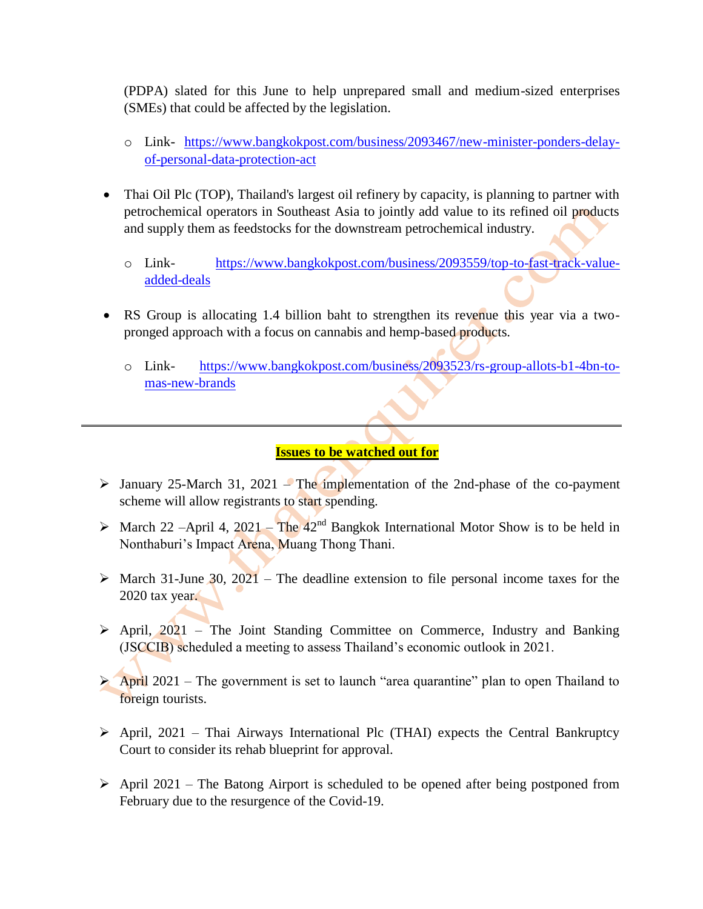(PDPA) slated for this June to help unprepared small and medium-sized enterprises (SMEs) that could be affected by the legislation.

  - Link- https://www.bangkokpost.com/business/2093467/new-minister-ponders-delay-of-personal-data-protection-act

- Thai Oil Plc (TOP), Thailand's largest oil refinery by capacity, is planning to partner with petrochemical operators in Southeast Asia to jointly add value to its refined oil products and supply them as feedstocks for the downstream petrochemical industry.

  - Link- https://www.bangkokpost.com/business/2093559/top-to-fast-track-value-added-deals

- RS Group is allocating 1.4 billion baht to strengthen its revenue this year via a two-pronged approach with a focus on cannabis and hemp-based products.

  - Link- https://www.bangkokpost.com/business/2093523/rs-group-allots-b1-4bn-to-mas-new-brands

---

**Issues to be watched out for**

- January 25-March 31, 2021 – The implementation of the 2nd-phase of the co-payment scheme will allow registrants to start spending.
- March 22 –April 4, 2021 – The 42nd Bangkok International Motor Show is to be held in Nonthaburi's Impact Arena, Muang Thong Thani.
- March 31-June 30, 2021 – The deadline extension to file personal income taxes for the 2020 tax year.
- April, 2021 – The Joint Standing Committee on Commerce, Industry and Banking (JSCCIB) scheduled a meeting to assess Thailand's economic outlook in 2021.
- April 2021 – The government is set to launch "area quarantine" plan to open Thailand to foreign tourists.
- April, 2021 – Thai Airways International Plc (THAI) expects the Central Bankruptcy Court to consider its rehab blueprint for approval.
- April 2021 – The Batong Airport is scheduled to be opened after being postponed from February due to the resurgence of the Covid-19.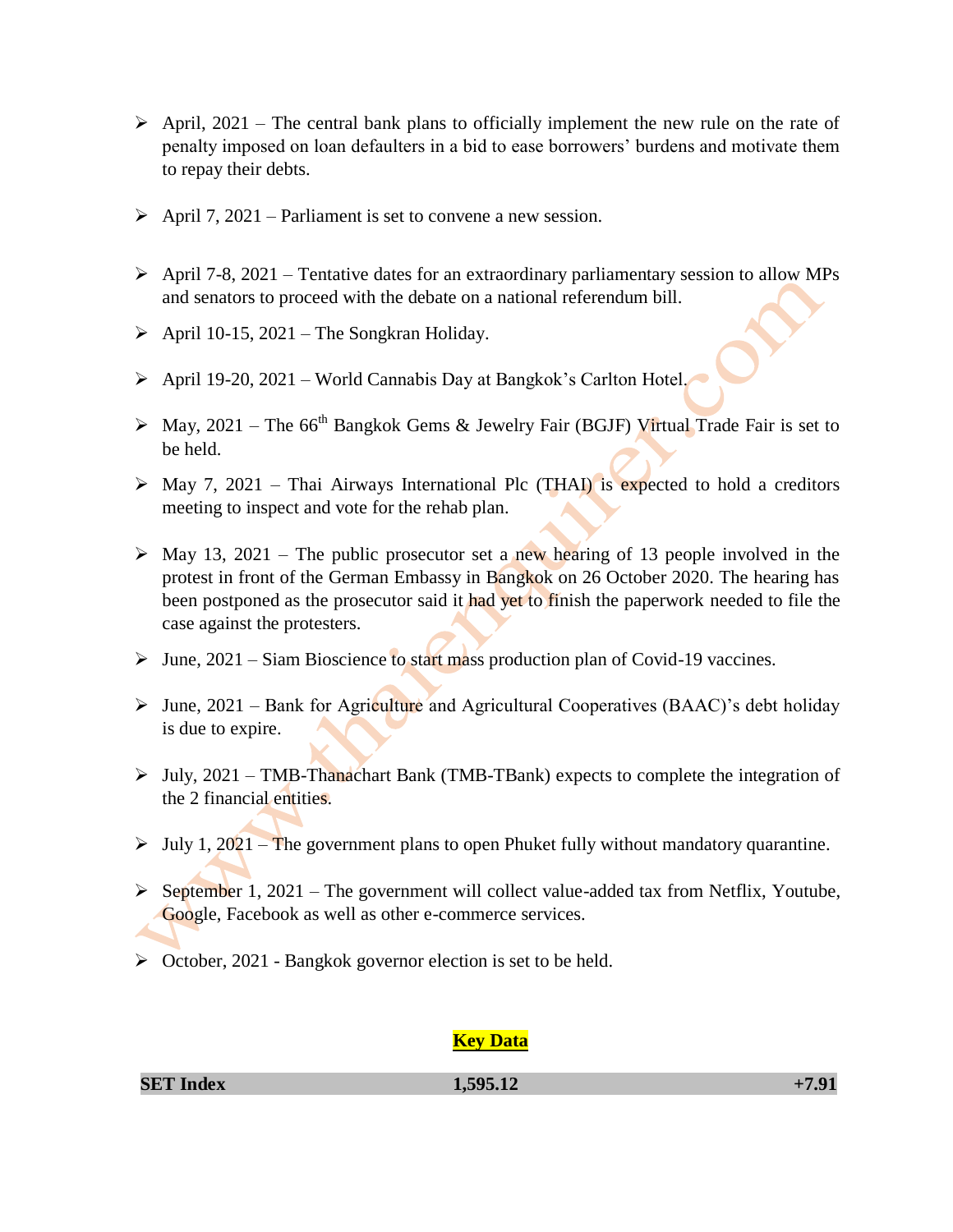- April, 2021 – The central bank plans to officially implement the new rule on the rate of penalty imposed on loan defaulters in a bid to ease borrowers' burdens and motivate them to repay their debts.

- April 7, 2021 – Parliament is set to convene a new session.

- April 7-8, 2021 – Tentative dates for an extraordinary parliamentary session to allow MPs and senators to proceed with the debate on a national referendum bill.

- April 10-15, 2021 – The Songkran Holiday.

- April 19-20, 2021 – World Cannabis Day at Bangkok's Carlton Hotel.

- May, 2021 – The 66th Bangkok Gems & Jewelry Fair (BGJF) Virtual Trade Fair is set to be held.

- May 7, 2021 – Thai Airways International Plc (THAI) is expected to hold a creditors meeting to inspect and vote for the rehab plan.

- May 13, 2021 – The public prosecutor set a new hearing of 13 people involved in the protest in front of the German Embassy in Bangkok on 26 October 2020. The hearing has been postponed as the prosecutor said it had yet to finish the paperwork needed to file the case against the protesters.

- June, 2021 – Siam Bioscience to start mass production plan of Covid-19 vaccines.

- June, 2021 – Bank for Agriculture and Agricultural Cooperatives (BAAC)'s debt holiday is due to expire.

- July, 2021 – TMB-Thanachart Bank (TMB-TBank) expects to complete the integration of the 2 financial entities.

- July 1, 2021 – The government plans to open Phuket fully without mandatory quarantine.

- September 1, 2021 – The government will collect value-added tax from Netflix, Youtube, Google, Facebook as well as other e-commerce services.

- October, 2021 - Bangkok governor election is set to be held.

## Key Data

| SET Index | 1,595.12 | +7.91 |
|---|---|---|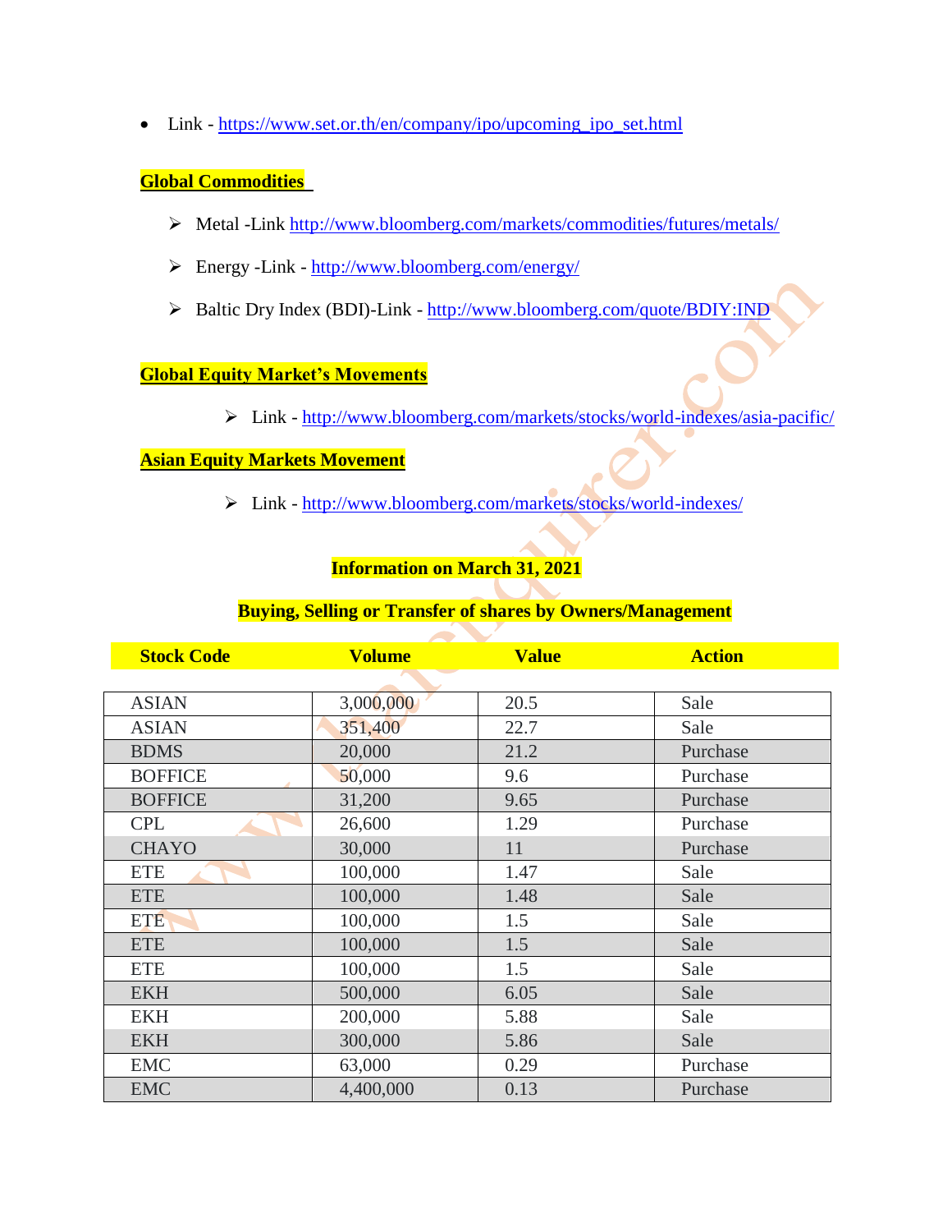- Link - https://www.set.or.th/en/company/ipo/upcoming_ipo_set.html

**Global Commodities**

- Metal -Link http://www.bloomberg.com/markets/commodities/futures/metals/
- Energy -Link - http://www.bloomberg.com/energy/
- Baltic Dry Index (BDI)-Link - http://www.bloomberg.com/quote/BDIY:IND

**Global Equity Market's Movements**

- Link - http://www.bloomberg.com/markets/stocks/world-indexes/asia-pacific/

**Asian Equity Markets Movement**

- Link - http://www.bloomberg.com/markets/stocks/world-indexes/

**Information on March 31, 2021**

**Buying, Selling or Transfer of shares by Owners/Management**

| Stock Code | Volume | Value | Action |
|---|---|---|---|
| ASIAN | 3,000,000 | 20.5 | Sale |
| ASIAN | 351,400 | 22.7 | Sale |
| BDMS | 20,000 | 21.2 | Purchase |
| BOFFICE | 50,000 | 9.6 | Purchase |
| BOFFICE | 31,200 | 9.65 | Purchase |
| CPL | 26,600 | 1.29 | Purchase |
| CHAYO | 30,000 | 11 | Purchase |
| ETE | 100,000 | 1.47 | Sale |
| ETE | 100,000 | 1.48 | Sale |
| ETE | 100,000 | 1.5 | Sale |
| ETE | 100,000 | 1.5 | Sale |
| ETE | 100,000 | 1.5 | Sale |
| EKH | 500,000 | 6.05 | Sale |
| EKH | 200,000 | 5.88 | Sale |
| EKH | 300,000 | 5.86 | Sale |
| EMC | 63,000 | 0.29 | Purchase |
| EMC | 4,400,000 | 0.13 | Purchase |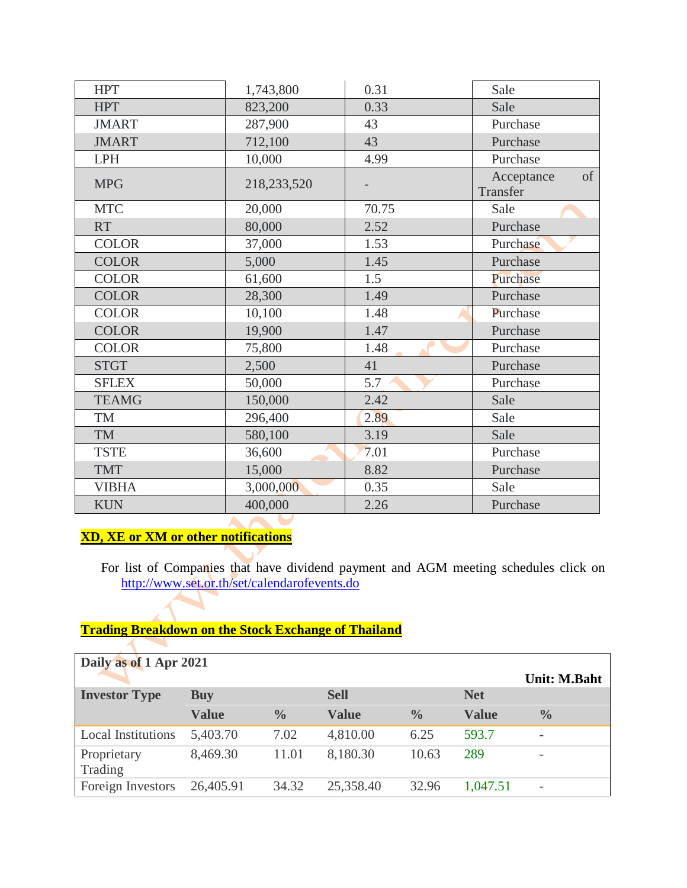| HPT | 1,743,800 | 0.31 | Sale |
|---|---|---|---|
| HPT | 823,200 | 0.33 | Sale |
| JMART | 287,900 | 43 | Purchase |
| JMART | 712,100 | 43 | Purchase |
| LPH | 10,000 | 4.99 | Purchase |
| MPG | 218,233,520 | - | Acceptance of Transfer |
| MTC | 20,000 | 70.75 | Sale |
| RT | 80,000 | 2.52 | Purchase |
| COLOR | 37,000 | 1.53 | Purchase |
| COLOR | 5,000 | 1.45 | Purchase |
| COLOR | 61,600 | 1.5 | Purchase |
| COLOR | 28,300 | 1.49 | Purchase |
| COLOR | 10,100 | 1.48 | Purchase |
| COLOR | 19,900 | 1.47 | Purchase |
| COLOR | 75,800 | 1.48 | Purchase |
| STGT | 2,500 | 41 | Purchase |
| SFLEX | 50,000 | 5.7 | Purchase |
| TEAMG | 150,000 | 2.42 | Sale |
| TM | 296,400 | 2.89 | Sale |
| TM | 580,100 | 3.19 | Sale |
| TSTE | 36,600 | 7.01 | Purchase |
| TMT | 15,000 | 8.82 | Purchase |
| VIBHA | 3,000,000 | 0.35 | Sale |
| KUN | 400,000 | 2.26 | Purchase |

**XD, XE or XM or other notifications**

For list of Companies that have dividend payment and AGM meeting schedules click on http://www.set.or.th/set/calendarofevents.do

**Trading Breakdown on the Stock Exchange of Thailand**

| Daily as of 1 Apr 2021 | | | | | | Unit: M.Baht |
|---|---|---|---|---|---|---|
| **Investor Type** | **Buy** | | **Sell** | | **Net** | |
| | **Value** | **%** | **Value** | **%** | **Value** | **%** |
| Local Institutions | 5,403.70 | 7.02 | 4,810.00 | 6.25 | 593.7 | - |
| Proprietary Trading | 8,469.30 | 11.01 | 8,180.30 | 10.63 | 289 | - |
| Foreign Investors | 26,405.91 | 34.32 | 25,358.40 | 32.96 | 1,047.51 | - |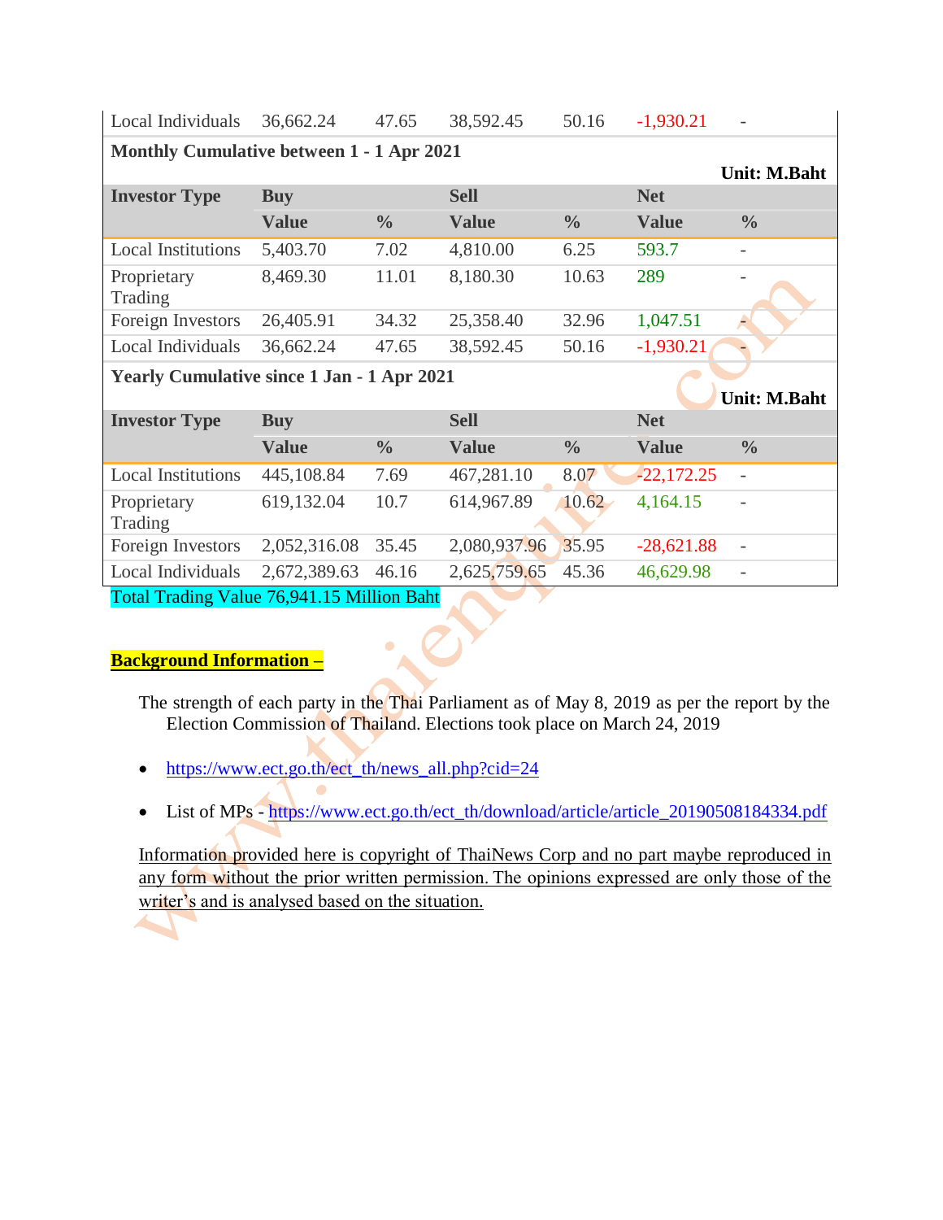| | | | | | | |
|---|---|---|---|---|---|---|
| Local Individuals | 36,662.24 | 47.65 | 38,592.45 | 50.16 | -1,930.21 | - |

**Monthly Cumulative between 1 - 1 Apr 2021**

**Unit: M.Baht**

| **Investor Type** | **Buy** | | **Sell** | | **Net** | |
|---|---|---|---|---|---|---|
| | **Value** | **%** | **Value** | **%** | **Value** | **%** |
| Local Institutions | 5,403.70 | 7.02 | 4,810.00 | 6.25 | 593.7 | - |
| Proprietary Trading | 8,469.30 | 11.01 | 8,180.30 | 10.63 | 289 | - |
| Foreign Investors | 26,405.91 | 34.32 | 25,358.40 | 32.96 | 1,047.51 | - |
| Local Individuals | 36,662.24 | 47.65 | 38,592.45 | 50.16 | -1,930.21 | - |

**Yearly Cumulative since 1 Jan - 1 Apr 2021**

**Unit: M.Baht**

| **Investor Type** | **Buy** | | **Sell** | | **Net** | |
|---|---|---|---|---|---|---|
| | **Value** | **%** | **Value** | **%** | **Value** | **%** |
| Local Institutions | 445,108.84 | 7.69 | 467,281.10 | 8.07 | -22,172.25 | - |
| Proprietary Trading | 619,132.04 | 10.7 | 614,967.89 | 10.62 | 4,164.15 | - |
| Foreign Investors | 2,052,316.08 | 35.45 | 2,080,937.96 | 35.95 | -28,621.88 | - |
| Local Individuals | 2,672,389.63 | 46.16 | 2,625,759.65 | 45.36 | 46,629.98 | - |

Total Trading Value 76,941.15 Million Baht

**Background Information –**

The strength of each party in the Thai Parliament as of May 8, 2019 as per the report by the Election Commission of Thailand. Elections took place on March 24, 2019

- https://www.ect.go.th/ect_th/news_all.php?cid=24
- List of MPs - https://www.ect.go.th/ect_th/download/article/article_20190508184334.pdf

Information provided here is copyright of ThaiNews Corp and no part maybe reproduced in any form without the prior written permission. The opinions expressed are only those of the writer's and is analysed based on the situation.